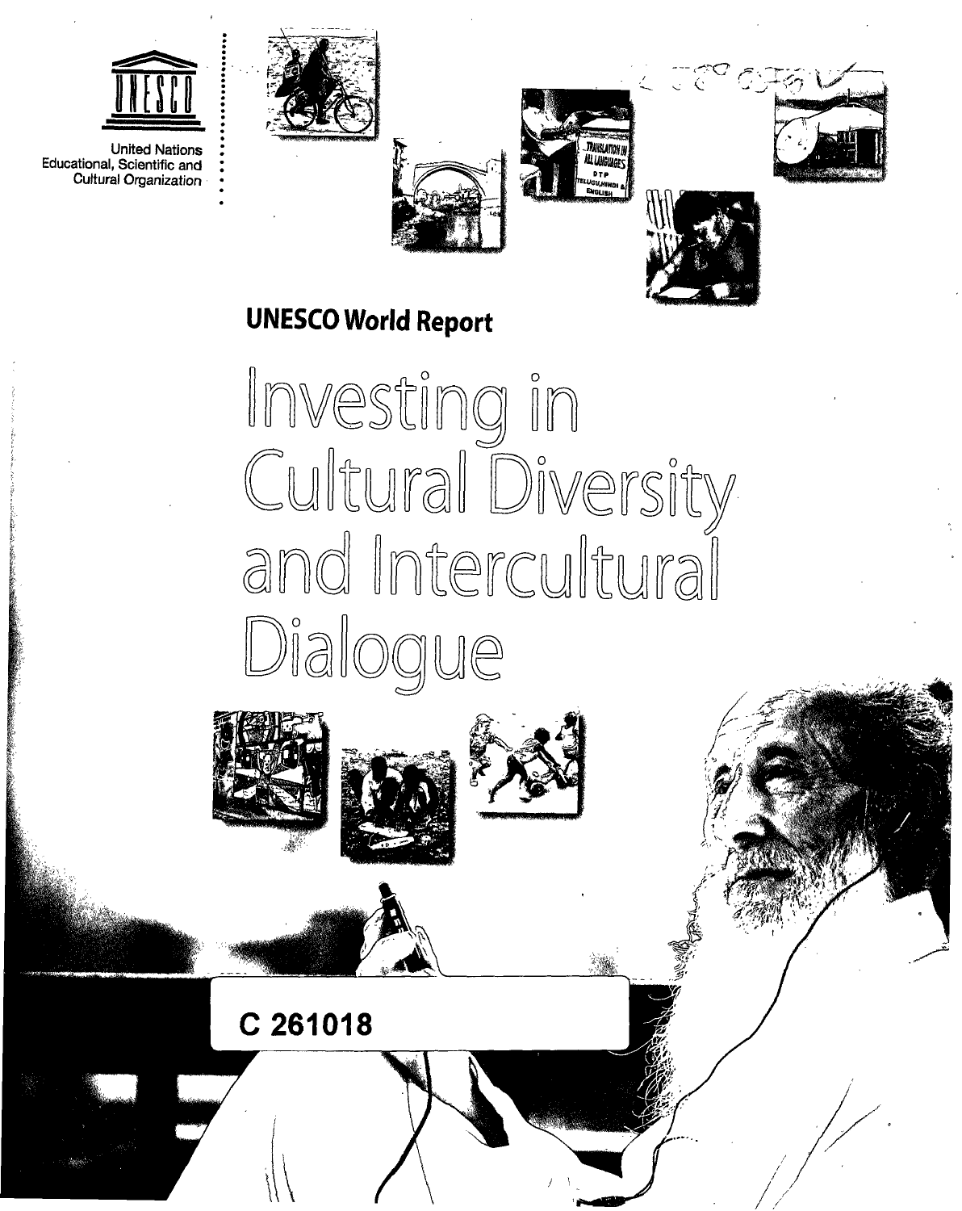United Nations
Educational, Scientific and
Cultural Organization

**UNESCO World Report**

# Investing in Cultural Diversity and Intercultural Dialogue

C 261018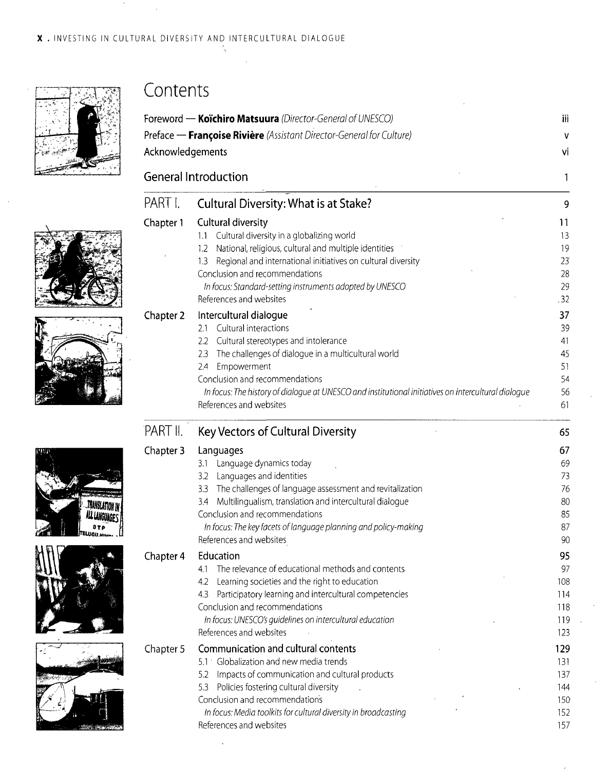# Contents

Foreword — **Koïchiro Matsuura** *(Director-General of UNESCO)* iii

Preface — **Françoise Rivière** *(Assistant Director-General for Culture)* v

Acknowledgements vi

General Introduction 1

## PART I. Cultural Diversity: What is at Stake? 9

**Chapter 1 Cultural diversity** 11

- 1.1 Cultural diversity in a globalizing world 13
- 1.2 National, religious, cultural and multiple identities 19
- 1.3 Regional and international initiatives on cultural diversity 23
- Conclusion and recommendations 28
  - *In focus: Standard-setting instruments adopted by UNESCO* 29
- References and websites 32

**Chapter 2 Intercultural dialogue** 37

- 2.1 Cultural interactions 39
- 2.2 Cultural stereotypes and intolerance 41
- 2.3 The challenges of dialogue in a multicultural world 45
- 2.4 Empowerment 51
- Conclusion and recommendations 54
  - *In focus: The history of dialogue at UNESCO and institutional initiatives on intercultural dialogue* 56
- References and websites 61

## PART II. Key Vectors of Cultural Diversity 65

**Chapter 3 Languages** 67

- 3.1 Language dynamics today 69
- 3.2 Languages and identities 73
- 3.3 The challenges of language assessment and revitalization 76
- 3.4 Multilingualism, translation and intercultural dialogue 80
- Conclusion and recommendations 85
  - *In focus: The key facets of language planning and policy-making* 87
- References and websites 90

**Chapter 4 Education** 95

- 4.1 The relevance of educational methods and contents 97
- 4.2 Learning societies and the right to education 108
- 4.3 Participatory learning and intercultural competencies 114
- Conclusion and recommendations 118
  - *In focus: UNESCO's guidelines on intercultural education* 119
- References and websites 123

**Chapter 5 Communication and cultural contents** 129

- 5.1 Globalization and new media trends 131
- 5.2 Impacts of communication and cultural products 137
- 5.3 Policies fostering cultural diversity 144
- Conclusion and recommendations 150
  - *In focus: Media toolkits for cultural diversity in broadcasting* 152
- References and websites 157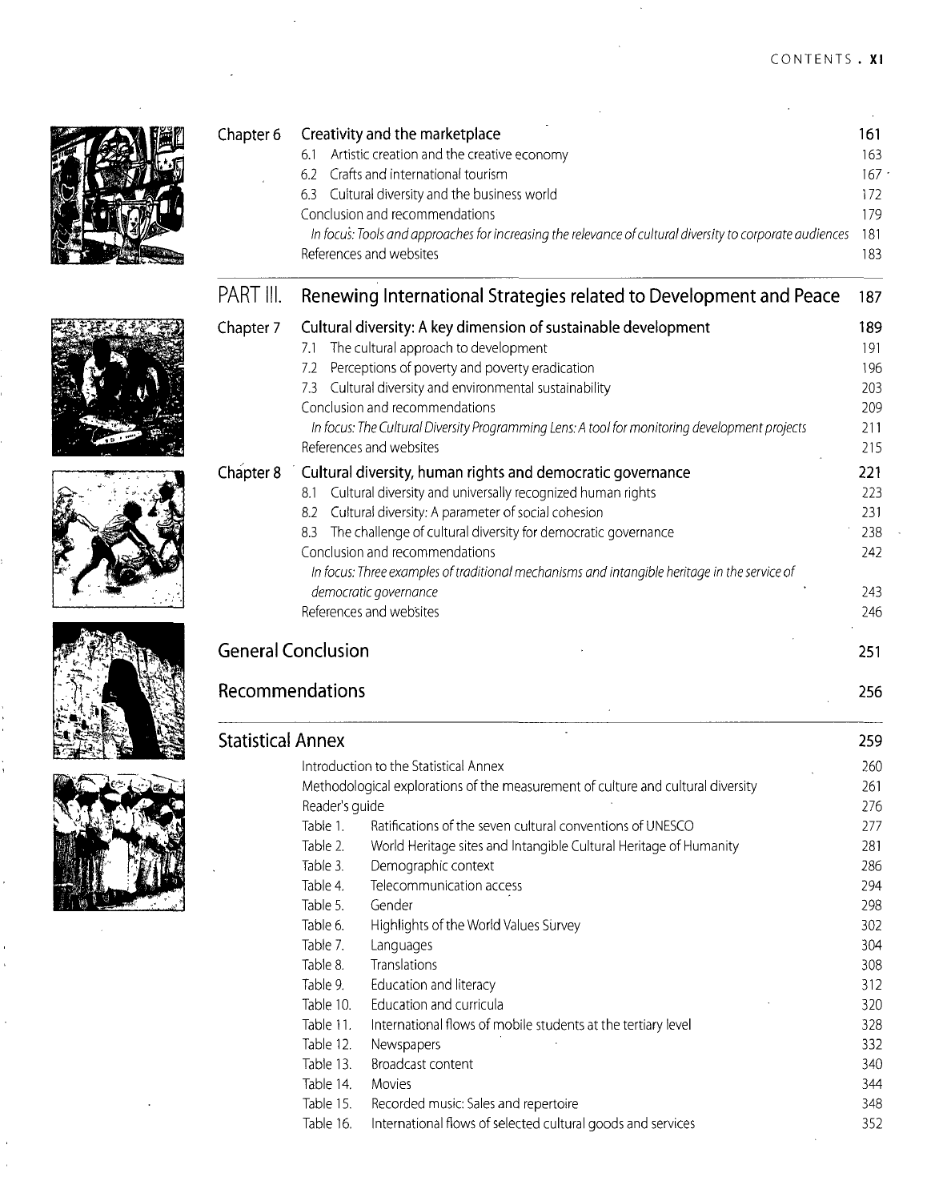| | | | |
|---|---|---|---|
| Chapter 6 | Creativity and the marketplace | | 161 |
| | 6.1 | Artistic creation and the creative economy | 163 |
| | 6.2 | Crafts and international tourism | 167 |
| | 6.3 | Cultural diversity and the business world | 172 |
| | Conclusion and recommendations | | 179 |
| | *In focus: Tools and approaches for increasing the relevance of cultural diversity to corporate audiences* | | 181 |
| | References and websites | | 183 |
| **PART III.** | **Renewing International Strategies related to Development and Peace** | | **187** |
| Chapter 7 | Cultural diversity: A key dimension of sustainable development | | 189 |
| | 7.1 | The cultural approach to development | 191 |
| | 7.2 | Perceptions of poverty and poverty eradication | 196 |
| | 7.3 | Cultural diversity and environmental sustainability | 203 |
| | Conclusion and recommendations | | 209 |
| | *In focus: The Cultural Diversity Programming Lens: A tool for monitoring development projects* | | 211 |
| | References and websites | | 215 |
| Chapter 8 | Cultural diversity, human rights and democratic governance | | 221 |
| | 8.1 | Cultural diversity and universally recognized human rights | 223 |
| | 8.2 | Cultural diversity: A parameter of social cohesion | 231 |
| | 8.3 | The challenge of cultural diversity for democratic governance | 238 |
| | Conclusion and recommendations | | 242 |
| | *In focus: Three examples of traditional mechanisms and intangible heritage in the service of democratic governance* | | 243 |
| | References and websites | | 246 |
| **General Conclusion** | | | **251** |
| **Recommendations** | | | **256** |
| **Statistical Annex** | | | **259** |
| | Introduction to the Statistical Annex | | 260 |
| | Methodological explorations of the measurement of culture and cultural diversity | | 261 |
| | Reader's guide | | 276 |
| | Table 1. | Ratifications of the seven cultural conventions of UNESCO | 277 |
| | Table 2. | World Heritage sites and Intangible Cultural Heritage of Humanity | 281 |
| | Table 3. | Demographic context | 286 |
| | Table 4. | Telecommunication access | 294 |
| | Table 5. | Gender | 298 |
| | Table 6. | Highlights of the World Values Survey | 302 |
| | Table 7. | Languages | 304 |
| | Table 8. | Translations | 308 |
| | Table 9. | Education and literacy | 312 |
| | Table 10. | Education and curricula | 320 |
| | Table 11. | International flows of mobile students at the tertiary level | 328 |
| | Table 12. | Newspapers | 332 |
| | Table 13. | Broadcast content | 340 |
| | Table 14. | Movies | 344 |
| | Table 15. | Recorded music: Sales and repertoire | 348 |
| | Table 16. | International flows of selected cultural goods and services | 352 |